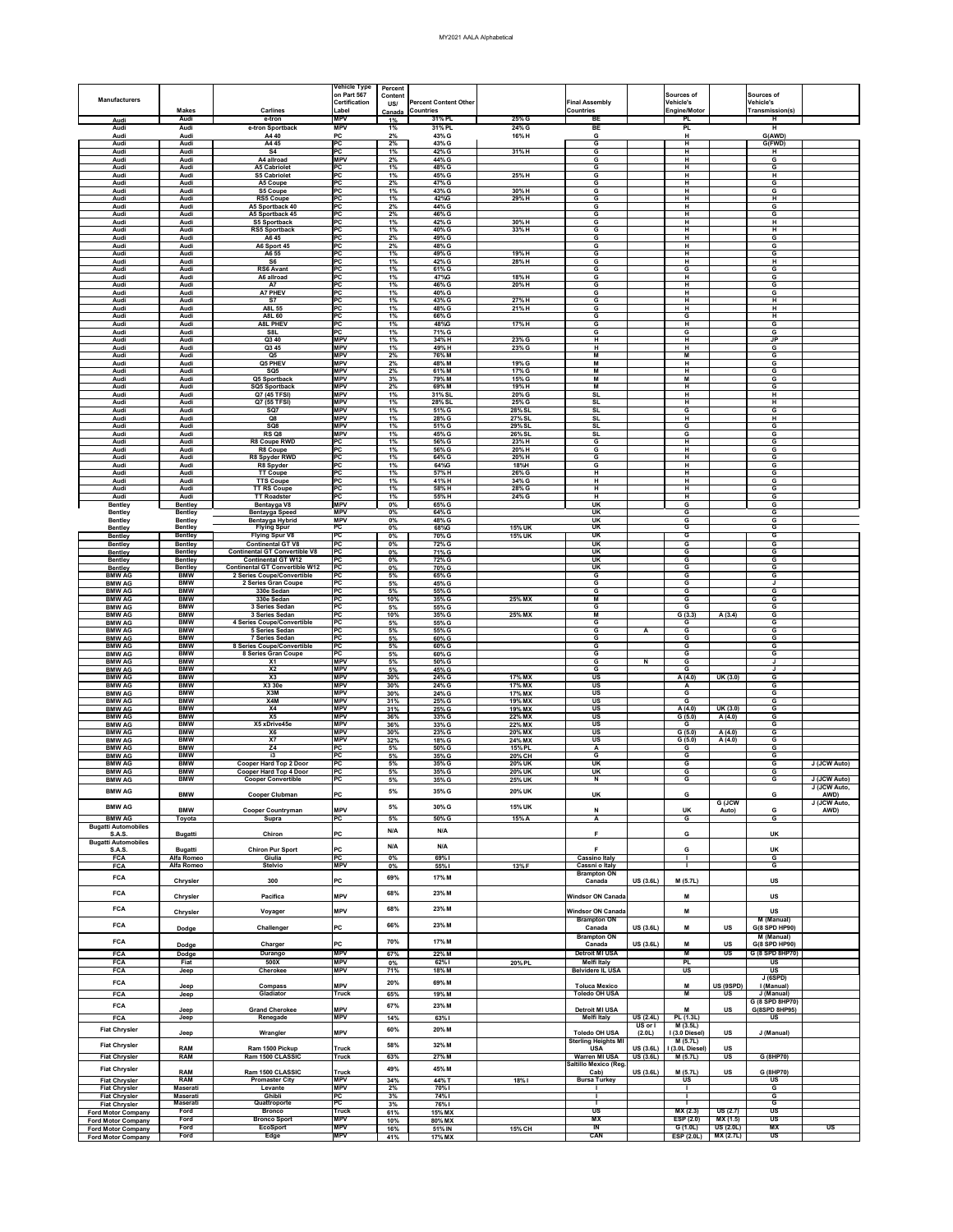| Manufacturers | Makes | Carlines | Vehicle Type on Part 567 Certification Label | Percent Content US/ Canada | Percent Content Other Countries | | Final Assembly Countries | | Sources of Vehicle's Engine/Motor | | Sources of Vehicle's Transmission(s) | |
|---|---|---|---|---|---|---|---|---|---|---|---|---|
| Audi | Audi | e-tron | MPV | 1% | 31% PL | 25% G | BE | | PL | | H | |
| Audi | Audi | e-tron Sportback | MPV | 1% | 31% PL | 24% G | BE | | PL | | H | |
| Audi | Audi | A4 40 | PC | 2% | 43% G | 16% H | G | | H | | G(AWD) | |
| Audi | Audi | A4 45 | PC | 2% | 43% G | | G | | H | | G(FWD) | |
| Audi | Audi | S4 | PC | 1% | 42% G | 31% H | G | | H | | H | |
| Audi | Audi | A4 allroad | MPV | 2% | 44% G | | G | | H | | G | |
| Audi | Audi | A5 Cabriolet | PC | 1% | 48% G | | G | | H | | G | |
| Audi | Audi | S5 Cabriolet | PC | 1% | 45% G | 25% H | G | | H | | H | |
| Audi | Audi | A5 Coupe | PC | 2% | 47% G | | G | | H | | G | |
| Audi | Audi | S5 Coupe | PC | 1% | 43% G | 30% H | G | | H | | G | |
| Audi | Audi | RS5 Coupe | PC | 1% | 42%G | 29% H | G | | H | | H | |
| Audi | Audi | A5 Sportback 40 | PC | 2% | 44% G | | G | | H | | G | |
| Audi | Audi | A5 Sportback 45 | PC | 2% | 46% G | | G | | H | | G | |
| Audi | Audi | S5 Sportback | PC | 1% | 42% G | 30% H | G | | H | | H | |
| Audi | Audi | RS5 Sportback | PC | 1% | 40% G | 33% H | G | | H | | H | |
| Audi | Audi | A6 45 | PC | 2% | 49% G | | G | | H | | G | |
| Audi | Audi | A6 Sport 45 | PC | 2% | 48% G | | G | | H | | G | |
| Audi | Audi | A6 55 | PC | 1% | 49% G | 19% H | G | | H | | G | |
| Audi | Audi | S6 | PC | 1% | 42% G | 28% H | G | | H | | H | |
| Audi | Audi | RS6 Avant | PC | 1% | 61% G | | G | | G | | G | |
| Audi | Audi | A6 allroad | PC | 1% | 47%G | 18% H | G | | H | | G | |
| Audi | Audi | A7 | PC | 1% | 46% G | 20% H | G | | H | | G | |
| Audi | Audi | A7 PHEV | PC | 1% | 40% G | | G | | H | | G | |
| Audi | Audi | S7 | PC | 1% | 43% G | 27% H | G | | H | | H | |
| Audi | Audi | A8L 55 | PC | 1% | 48% G | 21% H | G | | H | | H | |
| Audi | Audi | A8L 60 | PC | 1% | 66% G | | G | | G | | H | |
| Audi | Audi | A8L PHEV | PC | 1% | 48%G | 17% H | G | | H | | G | |
| Audi | Audi | S8L | PC | 1% | 71% G | | G | | G | | G | |
| Audi | Audi | Q3 40 | MPV | 1% | 34% H | 23% G | H | | H | | JP | |
| Audi | Audi | Q3 45 | MPV | 1% | 49% H | 23% G | H | | H | | G | |
| Audi | Audi | Q5 | MPV | 2% | 76% M | | M | | M | | G | |
| Audi | Audi | Q5 PHEV | MPV | 2% | 48% M | 19% G | M | | H | | G | |
| Audi | Audi | SQ5 | MPV | 2% | 61% M | 17% G | M | | H | | G | |
| Audi | Audi | Q5 Sportback | MPV | 3% | 79% M | 15% G | M | | M | | G | |
| Audi | Audi | SQ5 Sportback | MPV | 2% | 69% M | 19% H | M | | H | | G | |
| Audi | Audi | Q7 (45 TFSI) | MPV | 1% | 31% SL | 20% G | SL | | H | | H | |
| Audi | Audi | Q7 (55 TFSI) | MPV | 1% | 28% SL | 25% G | SL | | H | | H | |
| Audi | Audi | SQ7 | MPV | 1% | 51% G | 28% SL | SL | | G | | G | |
| Audi | Audi | Q8 | MPV | 1% | 28% G | 27% SL | SL | | H | | H | |
| Audi | Audi | SQ8 | MPV | 1% | 51% G | 29% SL | SL | | G | | G | |
| Audi | Audi | RS Q8 | MPV | 1% | 45% G | 26% SL | SL | | G | | G | |
| Audi | Audi | R8 Coupe RWD | PC | 1% | 56% G | 23% H | G | | H | | G | |
| Audi | Audi | R8 Coupe | PC | 1% | 56% G | 20% H | G | | H | | G | |
| Audi | Audi | R8 Spyder RWD | PC | 1% | 64% G | 20% H | G | | H | | G | |
| Audi | Audi | R8 Spyder | PC | 1% | 64%G | 18%H | G | | H | | G | |
| Audi | Audi | TT Coupe | PC | 1% | 57% H | 26% G | H | | H | | G | |
| Audi | Audi | TTS Coupe | PC | 1% | 41% H | 34% G | H | | H | | G | |
| Audi | Audi | TT RS Coupe | PC | 1% | 58% H | 28% G | H | | H | | G | |
| Audi | Audi | TT Roadster | PC | 1% | 55% H | 24% G | H | | H | | G | |
| Bentley | Bentley | Bentayga V8 | MPV | 0% | 65% G | | UK | | G | | G | |
| Bentley | Bentley | Bentayga Speed | MPV | 0% | 64% G | | UK | | G | | G | |
| Bentley | Bentley | Bentayga Hybrid | MPV | 0% | 48% G | | UK | | G | | G | |
| Bentley | Bentley | Flying Spur | PC | 0% | 68%G | 15% UK | UK | | G | | G | |
| Bentley | Bentley | Flying Spur V8 | PC | 0% | 70% G | 15% UK | UK | | G | | G | |
| Bentley | Bentley | Continental GT V8 | PC | 0% | 72% G | | UK | | G | | G | |
| Bentley | Bentley | Continental GT Convertible V8 | PC | 0% | 71% G | | UK | | G | | G | |
| Bentley | Bentley | Continental GT W12 | PC | 0% | 72% G | | UK | | G | | G | |
| Bentley | Bentley | Continental GT Convertible W12 | PC | 0% | 70% G | | UK | | G | | G | |
| BMW AG | BMW | 2 Series Coupe/Convertible | PC | 5% | 65% G | | G | | G | | G | |
| BMW AG | BMW | 2 Series Gran Coupe | PC | 5% | 45% G | | G | | G | | J | |
| BMW AG | BMW | 330e Sedan | PC | 5% | 55% G | | G | | G | | G | |
| BMW AG | BMW | 330e Sedan | PC | 10% | 35% G | 25% MX | M | | G | | G | |
| BMW AG | BMW | 3 Series Sedan | PC | 5% | 55% G | | G | | G | | G | |
| BMW AG | BMW | 3 Series Sedan | PC | 10% | 35% G | 25% MX | M | | G (3.3) | A (3.4) | G | |
| BMW AG | BMW | 4 Series Coupe/Convertible | PC | 5% | 55% G | | G | | G | | G | |
| BMW AG | BMW | 5 Series Sedan | PC | 5% | 55% G | | G | A | G | | G | |
| BMW AG | BMW | 7 Series Sedan | PC | 5% | 60% G | | G | | G | | G | |
| BMW AG | BMW | 8 Series Coupe/Convertible | PC | 5% | 60% G | | G | | G | | G | |
| BMW AG | BMW | 8 Series Gran Coupe | PC | 5% | 60% G | | G | | G | | G | |
| BMW AG | BMW | X1 | MPV | 5% | 50% G | | G | N | G | | J | |
| BMW AG | BMW | X2 | MPV | 5% | 45% G | | G | | G | | J | |
| BMW AG | BMW | X3 | MPV | 30% | 24% G | 17% MX | US | | A (4.0) | UK (3.0) | G | |
| BMW AG | BMW | X3 30e | MPV | 30% | 24% G | 17% MX | US | | A | | G | |
| BMW AG | BMW | X3M | MPV | 30% | 24% G | 17% MX | US | | G | | G | |
| BMW AG | BMW | X4M | MPV | 31% | 25% G | 19% MX | US | | G | | G | |
| BMW AG | BMW | X4 | MPV | 31% | 25% G | 19% MX | US | | A (4.0) | UK (3.0) | G | |
| BMW AG | BMW | X5 | MPV | 36% | 33% G | 22% MX | US | | G (5.0) | A (4.0) | G | |
| BMW AG | BMW | X5 xDrive45e | MPV | 36% | 33% G | 22% MX | US | | G | | G | |
| BMW AG | BMW | X6 | MPV | 30% | 23% G | 20% MX | US | | G (5.0) | A (4.0) | G | |
| BMW AG | BMW | X7 | MPV | 32% | 18% G | 24% MX | US | | G (5.0) | A (4.0) | G | |
| BMW AG | BMW | Z4 | PC | 5% | 50% G | 15% PL | A | | G | | G | |
| BMW AG | BMW | i3 | PC | 5% | 35% G | 20% CH | G | | G | | G | |
| BMW AG | BMW | Cooper Hard Top 2 Door | PC | 5% | 35% G | 20% UK | UK | | G | | G | J (JCW Auto) |
| BMW AG | BMW | Cooper Hard Top 4 Door | PC | 5% | 35% G | 20% UK | UK | | G | | G | |
| BMW AG | BMW | Cooper Convertible | PC | 5% | 35% G | 25% UK | N | | G | | G | J (JCW Auto) |
| BMW AG | BMW | Cooper Clubman | PC | 5% | 35% G | 20% UK | UK | | G | | G | J (JCW Auto, AWD) |
| BMW AG | BMW | Cooper Countryman | MPV | 5% | 30% G | 15% UK | N | | UK | G (JCW Auto) | G | J (JCW Auto, AWD) |
| BMW AG | Toyota | Supra | PC | 5% | 50% G | 15% A | A | | G | | G | |
| Bugatti Automobiles S.A.S. | Bugatti | Chiron | PC | N/A | N/A | | F | | G | | UK | |
| Bugatti Automobiles S.A.S. | Bugatti | Chiron Pur Sport | PC | N/A | N/A | | F | | G | | UK | |
| FCA | Alfa Romeo | Giulia | PC | 0% | 69% I | | Cassino Italy | | I | | G | |
| FCA | Alfa Romeo | Stelvio | MPV | 0% | 55% I | 13% F | Cassini o Italy | | I | | G | |
| FCA | Chrysler | 300 | PC | 69% | 17% M | | Brampton ON Canada | US (3.6L) | M (5.7L) | | US | |
| FCA | Chrysler | Pacifica | MPV | 68% | 23% M | | Windsor ON Canada | | M | | US | |
| FCA | Chrysler | Voyager | MPV | 68% | 23% M | | Windsor ON Canada | | M | | US | |
| FCA | Dodge | Challenger | PC | 66% | 23% M | | Brampton ON Canada | US (3.6L) | M | US | M (Manual) G(8 SPD HP90) | |
| FCA | Dodge | Charger | PC | 70% | 17% M | | Brampton ON Canada | US (3.6L) | M | US | M (Manual) G(8 SPD HP90) | |
| FCA | Dodge | Durango | MPV | 67% | 22% M | | Detroit MI USA | | M | US | G (8 SPD 8HP70) | |
| FCA | Fiat | 500X | MPV | 0% | 62% I | 20% PL | Melfi Italy | | PL | | US | |
| FCA | Jeep | Cherokee | MPV | 71% | 18% M | | Belvidere IL USA | | US | | US | |
| FCA | Jeep | Compass | MPV | 20% | 69% M | | Toluca Mexico | | M | US (9SPD) | J (6SPD) I (Manual) | |
| FCA | Jeep | Gladiator | Truck | 65% | 19% M | | Toledo OH USA | | M | US | J (Manual) | |
| FCA | Jeep | Grand Cherokee | MPV | 67% | 23% M | | Detroit MI USA | | M | US | G (8 SPD 8HP70) G(8SPD 8HP95) | |
| FCA | Jeep | Renegade | MPV | 14% | 63% I | | Melfi Italy | US (2.4L) | PL (1.3L) | | US | |
| Fiat Chrysler | Jeep | Wrangler | MPV | 60% | 20% M | | Toledo OH USA | US or I (2.0L) | M (3.5L) I (3.0 Diesel) | US | J (Manual) | |
| Fiat Chrysler | RAM | Ram 1500 Pickup | Truck | 58% | 32% M | | Sterling Heights MI USA | US (3.6L) | M (5.7L) I (3.0L Diesel) | US | | |
| Fiat Chrysler | RAM | Ram 1500 CLASSIC | Truck | 63% | 27% M | | Warren MI USA | US (3.6L) | M (5.7L) | US | G (8HP70) | |
| Fiat Chrysler | RAM | Ram 1500 CLASSIC | Truck | 49% | 45% M | | Saltillo Mexico (Reg. Cab) | US (3.6L) | M (5.7L) | US | G (8HP70) | |
| Fiat Chrysler | RAM | Promaster City | MPV | 34% | 44% T | 18% I | Bursa Turkey | | US | | US | |
| Fiat Chrysler | Maserati | Levante | MPV | 2% | 70% I | | I | | I | | G | |
| Fiat Chrysler | Maserati | Ghibli | PC | 3% | 74% I | | I | | I | | G | |
| Fiat Chrysler | Maserati | Quattroporte | PC | 3% | 76% I | | I | | I | | G | |
| Ford Motor Company | Ford | Bronco | Truck | 61% | 15% MX | | US | | MX (2.3) | US (2.7) | US | |
| Ford Motor Company | Ford | Bronco Sport | MPV | 10% | 80% MX | | MX | | ESP (2.0) | MX (1.5) | US | |
| Ford Motor Company | Ford | EcoSport | MPV | 16% | 51% IN | 15% CH | IN | | G (1.0L) | US (2.0L) | MX | US |
| Ford Motor Company | Ford | Edge | MPV | 41% | 17% MX | | CAN | | ESP (2.0L) | MX (2.7L) | US | |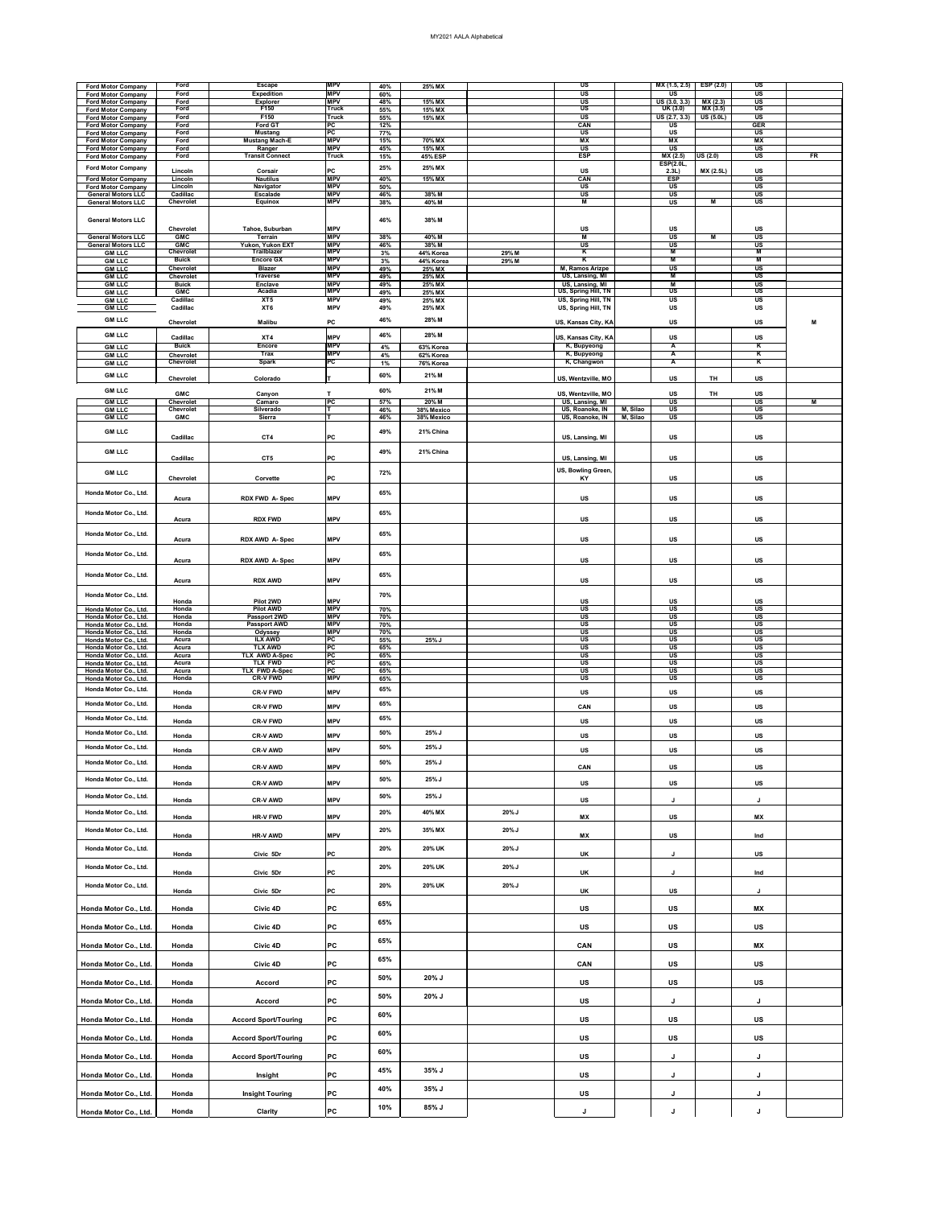| | | | | | | | | | | | | |
|---|---|---|---|---|---|---|---|---|---|---|---|---|
| Ford Motor Company | Ford | Escape | MPV | 40% | 25% MX | | US | | MX (1.5, 2.5) | ESP (2.0) | US | |
| Ford Motor Company | Ford | Expedition | MPV | 60% | | | US | | US | | US | |
| Ford Motor Company | Ford | Explorer | MPV | 48% | 15% MX | | US | | US (3.0, 3.3) | MX (2.3) | US | |
| Ford Motor Company | Ford | F150 | Truck | 55% | 15% MX | | US | | UK (3.0) | MX (3.5) | US | |
| Ford Motor Company | Ford | F150 | Truck | 55% | 15% MX | | US | | US (2.7, 3.3) | US (5.0L) | US | |
| Ford Motor Company | Ford | Ford GT | PC | 12% | | | CAN | | US | | GER | |
| Ford Motor Company | Ford | Mustang | PC | 77% | | | US | | US | | US | |
| Ford Motor Company | Ford | Mustang Mach-E | MPV | 15% | 70% MX | | MX | | MX | | MX | |
| Ford Motor Company | Ford | Ranger | MPV | 45% | 15% MX | | US | | US | | US | |
| Ford Motor Company | Ford | Transit Connect | Truck | 15% | 45% ESP | | ESP | | MX (2.5) | US (2.0) | US | FR |
| Ford Motor Company | Lincoln | Corsair | PC | 25% | 25% MX | | US | | ESP(2.0L, 2.3L) | MX (2.5L) | US | |
| Ford Motor Company | Lincoln | Nautilus | MPV | 40% | 15% MX | | CAN | | ESP | | US | |
| Ford Motor Company | Lincoln | Navigator | MPV | 50% | | | US | | US | | US | |
| General Motors LLC | Cadillac | Escalade | MPV | 46% | 38% M | | US | | US | | US | |
| General Motors LLC | Chevrolet | Equinox | MPV | 38% | 40% M | | M | | US | M | US | |
| General Motors LLC | Chevrolet | Tahoe, Suburban | MPV | 46% | 38% M | | US | | US | | US | |
| General Motors LLC | GMC | Terrain | MPV | 38% | 40% M | | M | | US | M | US | |
| General Motors LLC | GMC | Yukon, Yukon EXT | MPV | 46% | 38% M | | US | | US | | US | |
| GM LLC | Chevrolet | Trailblazer | MPV | 3% | 44% Korea | 29% M | K | | M | | M | |
| GM LLC | Buick | Encore GX | MPV | 3% | 44% Korea | 29% M | K | | M | | M | |
| GM LLC | Chevrolet | Blazer | MPV | 49% | 25% MX | | M, Ramos Arizpe | | US | | US | |
| GM LLC | Chevrolet | Traverse | MPV | 49% | 25% MX | | US, Lansing, MI | | M | | US | |
| GM LLC | Buick | Enclave | MPV | 49% | 25% MX | | US, Lansing, MI | | M | | US | |
| GM LLC | GMC | Acadia | MPV | 49% | 25% MX | | US, Spring Hill, TN | | US | | US | |
| GM LLC | Cadillac | XT5 | MPV | 49% | 25% MX | | US, Spring Hill, TN | | US | | US | |
| GM LLC | Cadillac | XT6 | MPV | 49% | 25% MX | | US, Spring Hill, TN | | US | | US | |
| GM LLC | Chevrolet | Malibu | PC | 46% | 28% M | | US, Kansas City, KA | | US | | US | M |
| GM LLC | Cadillac | XT4 | MPV | 46% | 28% M | | US, Kansas City, KA | | US | | US | |
| GM LLC | Buick | Encore | MPV | 4% | 63% Korea | | K, Bupyeong | | A | | K | |
| GM LLC | Chevrolet | Trax | MPV | 4% | 62% Korea | | K, Bupyeong | | A | | K | |
| GM LLC | Chevrolet | Spark | PC | 1% | 76% Korea | | K, Changwon | | A | | K | |
| GM LLC | Chevrolet | Colorado | T | 60% | 21% M | | US, Wentzville, MO | | US | TH | US | |
| GM LLC | GMC | Canyon | T | 60% | 21% M | | US, Wentzville, MO | | US | TH | US | |
| GM LLC | Chevrolet | Camaro | PC | 57% | 20% M | | US, Lansing, MI | | US | | US | M |
| GM LLC | Chevrolet | Silverado | T | 46% | 38% Mexico | | US, Roanoke, IN | M, Silao | US | | US | |
| GM LLC | GMC | Sierra | T | 46% | 38% Mexico | | US, Roanoke, IN | M, Silao | US | | US | |
| GM LLC | Cadillac | CT4 | PC | 49% | 21% China | | US, Lansing, MI | | US | | US | |
| GM LLC | Cadillac | CT5 | PC | 49% | 21% China | | US, Lansing, MI | | US | | US | |
| GM LLC | Chevrolet | Corvette | PC | 72% | | | US, Bowling Green, KY | | US | | US | |
| Honda Motor Co., Ltd. | Acura | RDX FWD A- Spec | MPV | 65% | | | US | | US | | US | |
| Honda Motor Co., Ltd. | Acura | RDX FWD | MPV | 65% | | | US | | US | | US | |
| Honda Motor Co., Ltd. | Acura | RDX AWD A- Spec | MPV | 65% | | | US | | US | | US | |
| Honda Motor Co., Ltd. | Acura | RDX AWD A- Spec | MPV | 65% | | | US | | US | | US | |
| Honda Motor Co., Ltd. | Acura | RDX AWD | MPV | 65% | | | US | | US | | US | |
| Honda Motor Co., Ltd. | Honda | Pilot 2WD | MPV | 70% | | | US | | US | | US | |
| Honda Motor Co., Ltd. | Honda | Pilot AWD | MPV | 70% | | | US | | US | | US | |
| Honda Motor Co., Ltd. | Honda | Passport 2WD | MPV | 70% | | | US | | US | | US | |
| Honda Motor Co., Ltd. | Honda | Passport AWD | MPV | 70% | | | US | | US | | US | |
| Honda Motor Co., Ltd. | Honda | Odyssey | MPV | 70% | | | US | | US | | US | |
| Honda Motor Co., Ltd. | Acura | ILX AWD | PC | 55% | 25% J | | US | | US | | US | |
| Honda Motor Co., Ltd. | Acura | TLX AWD | PC | 65% | | | US | | US | | US | |
| Honda Motor Co., Ltd. | Acura | TLX AWD A-Spec | PC | 65% | | | US | | US | | US | |
| Honda Motor Co., Ltd. | Acura | TLX FWD | PC | 65% | | | US | | US | | US | |
| Honda Motor Co., Ltd. | Acura | TLX FWD A-Spec | PC | 65% | | | US | | US | | US | |
| Honda Motor Co., Ltd. | Honda | CR-V FWD | MPV | 65% | | | US | | US | | US | |
| Honda Motor Co., Ltd. | Honda | CR-V FWD | MPV | 65% | | | US | | US | | US | |
| Honda Motor Co., Ltd. | Honda | CR-V FWD | MPV | 65% | | | CAN | | US | | US | |
| Honda Motor Co., Ltd. | Honda | CR-V FWD | MPV | 65% | | | US | | US | | US | |
| Honda Motor Co., Ltd. | Honda | CR-V AWD | MPV | 50% | 25% J | | US | | US | | US | |
| Honda Motor Co., Ltd. | Honda | CR-V AWD | MPV | 50% | 25% J | | US | | US | | US | |
| Honda Motor Co., Ltd. | Honda | CR-V AWD | MPV | 50% | 25% J | | CAN | | US | | US | |
| Honda Motor Co., Ltd. | Honda | CR-V AWD | MPV | 50% | 25% J | | US | | US | | US | |
| Honda Motor Co., Ltd. | Honda | CR-V AWD | MPV | 50% | 25% J | | US | | J | | J | |
| Honda Motor Co., Ltd. | Honda | HR-V FWD | MPV | 20% | 40% MX | 20% J | MX | | US | | MX | |
| Honda Motor Co., Ltd. | Honda | HR-V AWD | MPV | 20% | 35% MX | 20% J | MX | | US | | Ind | |
| Honda Motor Co., Ltd. | Honda | Civic 5Dr | PC | 20% | 20% UK | 20% J | UK | | J | | US | |
| Honda Motor Co., Ltd. | Honda | Civic 5Dr | PC | 20% | 20% UK | 20% J | UK | | J | | Ind | |
| Honda Motor Co., Ltd. | Honda | Civic 5Dr | PC | 20% | 20% UK | 20% J | UK | | US | | J | |
| Honda Motor Co., Ltd. | Honda | Civic 4D | PC | 65% | | | US | | US | | MX | |
| Honda Motor Co., Ltd. | Honda | Civic 4D | PC | 65% | | | US | | US | | US | |
| Honda Motor Co., Ltd. | Honda | Civic 4D | PC | 65% | | | CAN | | US | | MX | |
| Honda Motor Co., Ltd. | Honda | Civic 4D | PC | 65% | | | CAN | | US | | US | |
| Honda Motor Co., Ltd. | Honda | Accord | PC | 50% | 20% J | | US | | US | | US | |
| Honda Motor Co., Ltd. | Honda | Accord | PC | 50% | 20% J | | US | | J | | J | |
| Honda Motor Co., Ltd. | Honda | Accord Sport/Touring | PC | 60% | | | US | | US | | US | |
| Honda Motor Co., Ltd. | Honda | Accord Sport/Touring | PC | 60% | | | US | | US | | US | |
| Honda Motor Co., Ltd. | Honda | Accord Sport/Touring | PC | 60% | | | US | | J | | J | |
| Honda Motor Co., Ltd. | Honda | Insight | PC | 45% | 35% J | | US | | J | | J | |
| Honda Motor Co., Ltd. | Honda | Insight Touring | PC | 40% | 35% J | | US | | J | | J | |
| Honda Motor Co., Ltd. | Honda | Clarity | PC | 10% | 85% J | | J | | J | | J | |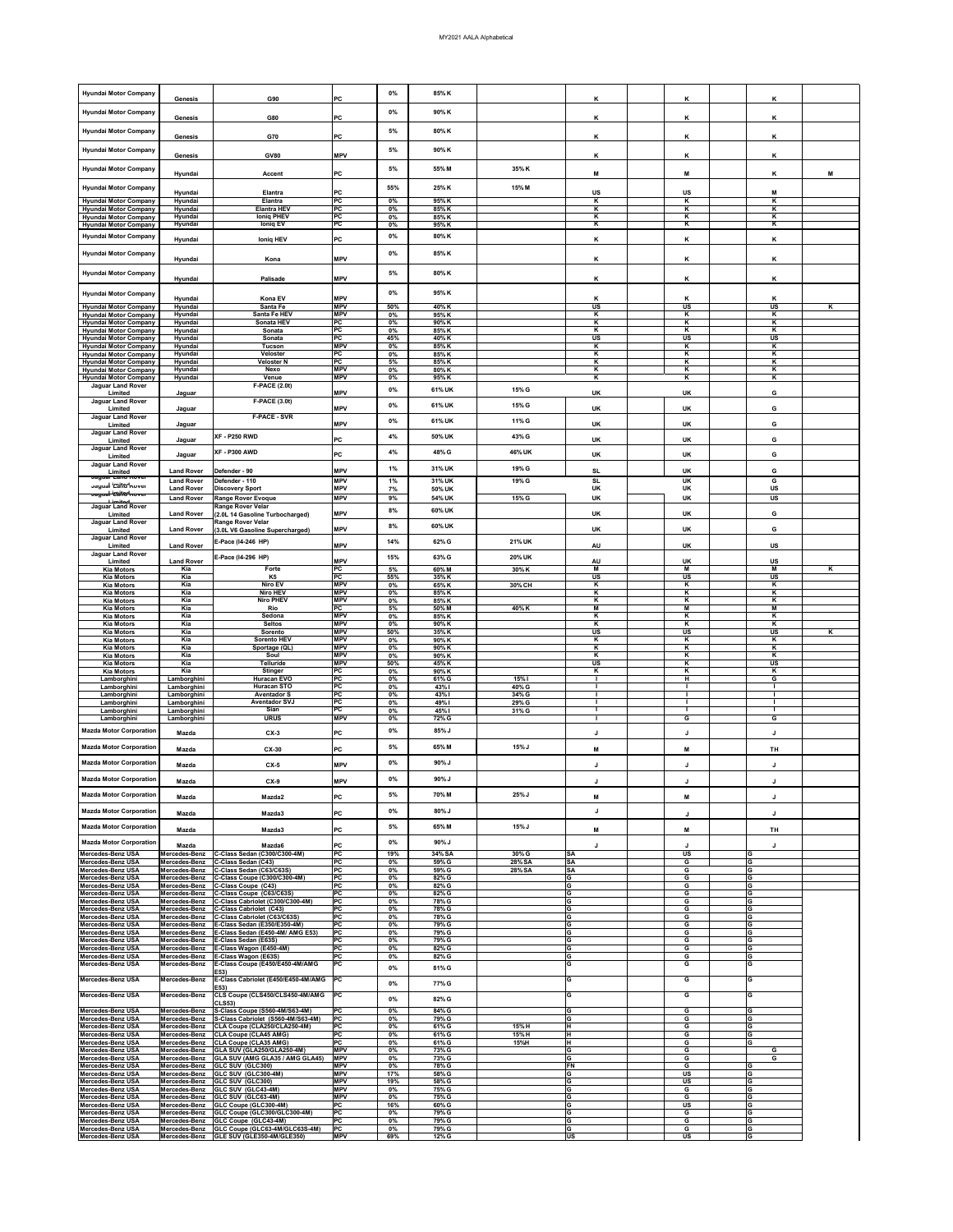| | | | | | | | | | | | | |
|---|---|---|---|---|---|---|---|---|---|---|---|---|
| Hyundai Motor Company | Genesis | G90 | PC | 0% | 85% K | | K | | K | | K | |
| Hyundai Motor Company | Genesis | G80 | PC | 0% | 90% K | | K | | K | | K | |
| Hyundai Motor Company | Genesis | G70 | PC | 5% | 80% K | | K | | K | | K | |
| Hyundai Motor Company | Genesis | GV80 | MPV | 5% | 90% K | | K | | K | | K | |
| Hyundai Motor Company | Hyundai | Accent | PC | 5% | 55% M | 35% K | M | | M | | K | M |
| Hyundai Motor Company | Hyundai | Elantra | PC | 55% | 25% K | 15% M | US | | US | | M | |
| Hyundai Motor Company | Hyundai | Elantra | PC | 0% | 95% K | | K | | K | | K | |
| Hyundai Motor Company | Hyundai | Elantra HEV | PC | 0% | 85% K | | K | | K | | K | |
| Hyundai Motor Company | Hyundai | Ioniq PHEV | PC | 0% | 85% K | | K | | K | | K | |
| Hyundai Motor Company | Hyundai | Ioniq EV | PC | 0% | 95% K | | K | | K | | K | |
| Hyundai Motor Company | Hyundai | Ioniq HEV | PC | 0% | 80% K | | K | | K | | K | |
| Hyundai Motor Company | Hyundai | Kona | MPV | 0% | 85% K | | K | | K | | K | |
| Hyundai Motor Company | Hyundai | Palisade | MPV | 5% | 80% K | | K | | K | | K | |
| Hyundai Motor Company | Hyundai | Kona EV | MPV | 0% | 95% K | | K | | K | | K | |
| Hyundai Motor Company | Hyundai | Santa Fe | MPV | 50% | 40% K | | US | | US | | US | K |
| Hyundai Motor Company | Hyundai | Santa Fe HEV | MPV | 0% | 95% K | | K | | K | | K | |
| Hyundai Motor Company | Hyundai | Sonata HEV | PC | 0% | 90% K | | K | | K | | K | |
| Hyundai Motor Company | Hyundai | Sonata | PC | 0% | 85% K | | K | | K | | K | |
| Hyundai Motor Company | Hyundai | Sonata | PC | 45% | 40% K | | US | | US | | US | |
| Hyundai Motor Company | Hyundai | Tucson | MPV | 0% | 85% K | | K | | K | | K | |
| Hyundai Motor Company | Hyundai | Veloster | PC | 0% | 85% K | | K | | K | | K | |
| Hyundai Motor Company | Hyundai | Veloster N | PC | 5% | 85% K | | K | | K | | K | |
| Hyundai Motor Company | Hyundai | Nexo | MPV | 0% | 80% K | | K | | K | | K | |
| Hyundai Motor Company | Hyundai | Venue | MPV | 0% | 95% K | | K | | K | | K | |
| Jaguar Land Rover Limited | Jaguar | F-PACE (2.0t) | MPV | 0% | 61% UK | 15% G | UK | | UK | | G | |
| Jaguar Land Rover Limited | Jaguar | F-PACE (3.0t) | MPV | 0% | 61% UK | 15% G | UK | | UK | | G | |
| Jaguar Land Rover Limited | Jaguar | F-PACE - SVR | MPV | 0% | 61% UK | 11% G | UK | | UK | | G | |
| Jaguar Land Rover Limited | Jaguar | XF - P250 RWD | PC | 4% | 50% UK | 43% G | UK | | UK | | G | |
| Jaguar Land Rover Limited | Jaguar | XF - P300 AWD | PC | 4% | 48% G | 46% UK | UK | | UK | | G | |
| Jaguar Land Rover Limited | Land Rover | Defender - 90 | MPV | 1% | 31% UK | 19% G | SL | | UK | | G | |
| Jaguar Land Rover Limited | Land Rover | Defender - 110 | MPV | 1% | 31% UK | 19% G | SL | | UK | | G | |
| Jaguar Land Rover Limited | Land Rover | Discovery Sport | MPV | 7% | 50% UK | | UK | | UK | | US | |
| Jaguar Land Rover Limited | Land Rover | Range Rover Evoque | MPV | 9% | 54% UK | 15% G | UK | | UK | | US | |
| Jaguar Land Rover Limited | Land Rover | Range Rover Velar (2.0L I4 Gasoline Turbocharged) | MPV | 8% | 60% UK | | UK | | UK | | G | |
| Jaguar Land Rover Limited | Land Rover | Range Rover Velar (3.0L V6 Gasoline Supercharged) | MPV | 8% | 60% UK | | UK | | UK | | G | |
| Jaguar Land Rover Limited | Land Rover | E-Pace (I4-246 HP) | MPV | 14% | 62% G | 21% UK | AU | | UK | | US | |
| Jaguar Land Rover Limited | Land Rover | E-Pace (I4-296 HP) | MPV | 15% | 63% G | 20% UK | AU | | UK | | US | |
| Kia Motors | Kia | Forte | PC | 5% | 60% M | 30% K | M | | M | | M | K |
| Kia Motors | Kia | K5 | PC | 55% | 35% K | | US | | US | | US | |
| Kia Motors | Kia | Niro EV | MPV | 0% | 65% K | 30% CH | K | | K | | K | |
| Kia Motors | Kia | Niro HEV | MPV | 0% | 85% K | | K | | K | | K | |
| Kia Motors | Kia | Niro PHEV | MPV | 0% | 85% K | | K | | K | | K | |
| Kia Motors | Kia | Rio | PC | 5% | 50% M | 40% K | M | | M | | M | |
| Kia Motors | Kia | Sedona | MPV | 0% | 85% K | | K | | K | | K | |
| Kia Motors | Kia | Seltos | MPV | 0% | 90% K | | K | | K | | K | |
| Kia Motors | Kia | Sorento | MPV | 50% | 35% K | | US | | US | | US | K |
| Kia Motors | Kia | Sorento HEV | MPV | 0% | 90% K | | K | | K | | K | |
| Kia Motors | Kia | Sportage (QL) | MPV | 0% | 90% K | | K | | K | | K | |
| Kia Motors | Kia | Soul | MPV | 0% | 90% K | | K | | K | | K | |
| Kia Motors | Kia | Telluride | MPV | 50% | 45% K | | US | | K | | US | |
| Kia Motors | Kia | Stinger | PC | 0% | 90% K | | K | | K | | K | |
| Lamborghini | Lamborghini | Huracan EVO | PC | 0% | 61% G | 15% I | I | | H | | G | |
| Lamborghini | Lamborghini | Huracan STO | PC | 0% | 43% I | 40% G | I | | I | | I | |
| Lamborghini | Lamborghini | Aventador S | PC | 0% | 43% I | 34% G | I | | I | | I | |
| Lamborghini | Lamborghini | Aventador SVJ | PC | 0% | 49% I | 29% G | I | | I | | I | |
| Lamborghini | Lamborghini | Sian | PC | 0% | 45% I | 31% G | I | | I | | I | |
| Lamborghini | Lamborghini | URUS | MPV | 0% | 72% G | | I | | G | | G | |
| Mazda Motor Corporation | Mazda | CX-3 | PC | 0% | 85% J | | J | | J | | J | |
| Mazda Motor Corporation | Mazda | CX-30 | PC | 5% | 65% M | 15% J | M | | M | | TH | |
| Mazda Motor Corporation | Mazda | CX-5 | MPV | 0% | 90% J | | J | | J | | J | |
| Mazda Motor Corporation | Mazda | CX-9 | MPV | 0% | 90% J | | J | | J | | J | |
| Mazda Motor Corporation | Mazda | Mazda2 | PC | 5% | 70% M | 25% J | M | | M | | J | |
| Mazda Motor Corporation | Mazda | Mazda3 | PC | 0% | 80% J | | J | | J | | J | |
| Mazda Motor Corporation | Mazda | Mazda3 | PC | 5% | 65% M | 15% J | M | | M | | TH | |
| Mazda Motor Corporation | Mazda | Mazda6 | PC | 0% | 90% J | | J | | J | | J | |
| Mercedes-Benz USA | Mercedes-Benz | C-Class Sedan (C300/C300-4M) | PC | 19% | 34% SA | 30% G | SA | | US | | G | |
| Mercedes-Benz USA | Mercedes-Benz | C-Class Sedan (C43) | PC | 0% | 59% G | 28% SA | SA | | G | | G | |
| Mercedes-Benz USA | Mercedes-Benz | C-Class Sedan (C63/C63S) | PC | 0% | 59% G | 28% SA | SA | | G | | G | |
| Mercedes-Benz USA | Mercedes-Benz | C-Class Coupe (C300/C300-4M) | PC | 0% | 82% G | | G | | G | | G | |
| Mercedes-Benz USA | Mercedes-Benz | C-Class Coupe (C43) | PC | 0% | 82% G | | G | | G | | G | |
| Mercedes-Benz USA | Mercedes-Benz | C-Class Coupe (C63/C63S) | PC | 0% | 82% G | | G | | G | | G | |
| Mercedes-Benz USA | Mercedes-Benz | C-Class Cabriolet (C300/C300-4M) | PC | 0% | 78% G | | G | | G | | G | |
| Mercedes-Benz USA | Mercedes-Benz | C-Class Cabriolet (C43) | PC | 0% | 78% G | | G | | G | | G | |
| Mercedes-Benz USA | Mercedes-Benz | C-Class Cabriolet (C63/C63S) | PC | 0% | 78% G | | G | | G | | G | |
| Mercedes-Benz USA | Mercedes-Benz | E-Class Sedan (E350/E350-4M) | PC | 0% | 79% G | | G | | G | | G | |
| Mercedes-Benz USA | Mercedes-Benz | E-Class Sedan (E450-4M/ AMG E53) | PC | 0% | 79% G | | G | | G | | G | |
| Mercedes-Benz USA | Mercedes-Benz | E-Class Sedan (E63S) | PC | 0% | 79% G | | G | | G | | G | |
| Mercedes-Benz USA | Mercedes-Benz | E-Class Wagon (E450-4M) | PC | 0% | 82% G | | G | | G | | G | |
| Mercedes-Benz USA | Mercedes-Benz | E-Class Wagon (E63S) | PC | 0% | 82% G | | G | | G | | G | |
| Mercedes-Benz USA | Mercedes-Benz | E-Class Coupe (E450/E450-4M/AMG E53) | PC | 0% | 81% G | | G | | G | | G | |
| Mercedes-Benz USA | Mercedes-Benz | E-Class Cabriolet (E450/E450-4M/AMG E53) | PC | 0% | 77% G | | G | | G | | G | |
| Mercedes-Benz USA | Mercedes-Benz | CLS Coupe (CLS450/CLS450-4M/AMG CLS53) | PC | 0% | 82% G | | G | | G | | G | |
| Mercedes-Benz USA | Mercedes-Benz | S-Class Coupe (S560-4M/S63-4M) | PC | 0% | 84% G | | G | | G | | G | |
| Mercedes-Benz USA | Mercedes-Benz | S-Class Cabriolet (S560-4M/S63-4M) | PC | 0% | 79% G | | G | | G | | G | |
| Mercedes-Benz USA | Mercedes-Benz | CLA Coupe (CLA250/CLA250-4M) | PC | 0% | 61% G | 15% H | H | | G | | G | |
| Mercedes-Benz USA | Mercedes-Benz | CLA Coupe (CLA45 AMG) | PC | 0% | 61% G | 15% H | H | | G | | G | |
| Mercedes-Benz USA | Mercedes-Benz | CLA Coupe (CLA35 AMG) | PC | 0% | 61% G | 15%H | H | | G | | G | |
| Mercedes-Benz USA | Mercedes-Benz | GLA SUV (GLA250/GLA250-4M) | MPV | 0% | 73% G | | G | | G | | G | |
| Mercedes-Benz USA | Mercedes-Benz | GLA SUV (AMG GLA35 / AMG GLA45) | MPV | 0% | 73% G | | G | | G | | G | |
| Mercedes-Benz USA | Mercedes-Benz | GLC SUV (GLC300) | MPV | 0% | 78% G | | FN | | G | | G | |
| Mercedes-Benz USA | Mercedes-Benz | GLC SUV (GLC300-4M) | MPV | 17% | 58% G | | G | | US | | G | |
| Mercedes-Benz USA | Mercedes-Benz | GLC SUV (GLC300) | MPV | 19% | 58% G | | G | | US | | G | |
| Mercedes-Benz USA | Mercedes-Benz | GLC SUV (GLC43-4M) | MPV | 0% | 75% G | | G | | G | | G | |
| Mercedes-Benz USA | Mercedes-Benz | GLC SUV (GLC63-4M) | MPV | 0% | 75% G | | G | | G | | G | |
| Mercedes-Benz USA | Mercedes-Benz | GLC Coupe (GLC300-4M) | PC | 16% | 60% G | | G | | US | | G | |
| Mercedes-Benz USA | Mercedes-Benz | GLC Coupe (GLC300/GLC300-4M) | PC | 0% | 79% G | | G | | G | | G | |
| Mercedes-Benz USA | Mercedes-Benz | GLC Coupe (GLC43-4M) | PC | 0% | 79% G | | G | | G | | G | |
| Mercedes-Benz USA | Mercedes-Benz | GLC Coupe (GLC63-4M/GLC63S-4M) | PC | 0% | 79% G | | G | | G | | G | |
| Mercedes-Benz USA | Mercedes-Benz | GLE SUV (GLE350-4M/GLE350) | MPV | 69% | 12% G | | US | | US | | G | |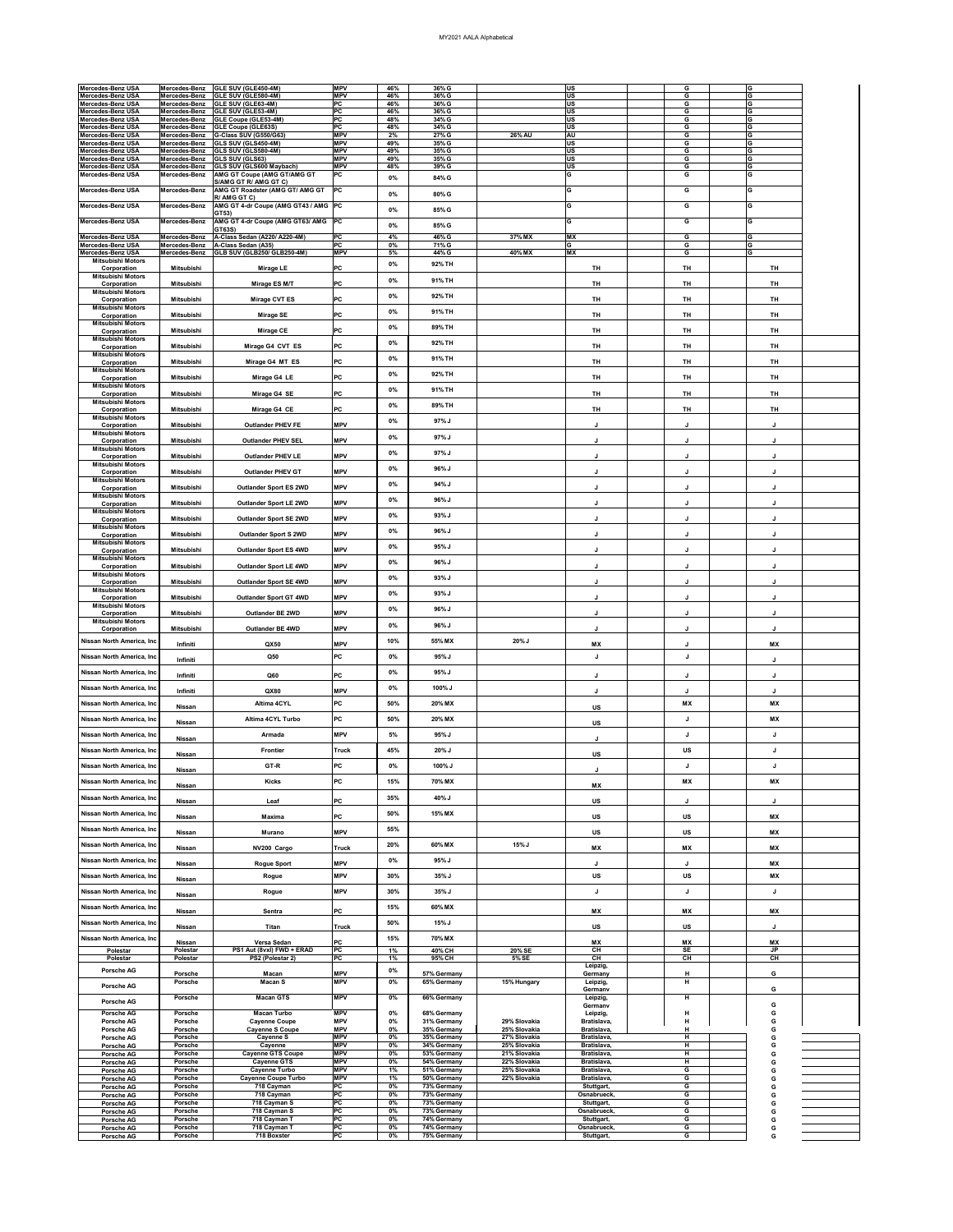| Mercedes-Benz USA | Mercedes-Benz | GLE SUV (GLE450-4M) | MPV | 46% | 36% G | | US | G | G |
|---|---|---|---|---|---|---|---|---|---|
| Mercedes-Benz USA | Mercedes-Benz | GLE SUV (GLE580-4M) | MPV | 46% | 36% G | | US | G | G |
| Mercedes-Benz USA | Mercedes-Benz | GLE SUV (GLE63-4M) | PC | 46% | 36% G | | US | G | G |
| Mercedes-Benz USA | Mercedes-Benz | GLE SUV (GLE53-4M) | PC | 46% | 36% G | | US | G | G |
| Mercedes-Benz USA | Mercedes-Benz | GLE Coupe (GLE53-4M) | PC | 48% | 34% G | | US | G | G |
| Mercedes-Benz USA | Mercedes-Benz | GLE Coupe (GLE63S) | PC | 48% | 34% G | | US | G | G |
| Mercedes-Benz USA | Mercedes-Benz | G-Class SUV (G550/G63) | MPV | 2% | 27% G | 26% AU | AU | G | G |
| Mercedes-Benz USA | Mercedes-Benz | GLS SUV (GLS450-4M) | MPV | 49% | 35% G | | US | G | G |
| Mercedes-Benz USA | Mercedes-Benz | GLS SUV (GLS580-4M) | MPV | 49% | 35% G | | US | G | G |
| Mercedes-Benz USA | Mercedes-Benz | GLS SUV (GLS63) | MPV | 49% | 35% G | | US | G | G |
| Mercedes-Benz USA | Mercedes-Benz | GLS SUV (GLS600 Maybach) | MPV | 48% | 39% G | | US | G | G |
| Mercedes-Benz USA | Mercedes-Benz | AMG GT Coupe (AMG GT/AMG GT S/AMG GT R/ AMG GT C) | PC | 0% | 84% G | | G | G | G |
| Mercedes-Benz USA | Mercedes-Benz | AMG GT Roadster (AMG GT/ AMG GT R/ AMG GT C) | PC | 0% | 80% G | | G | G | G |
| Mercedes-Benz USA | Mercedes-Benz | AMG GT 4-dr Coupe (AMG GT43 / AMG GT53) | PC | 0% | 85% G | | G | G | G |
| Mercedes-Benz USA | Mercedes-Benz | AMG GT 4-dr Coupe (AMG GT63/ AMG GT63S) | PC | 0% | 85% G | | G | G | G |
| Mercedes-Benz USA | Mercedes-Benz | A-Class Sedan (A220/ A220-4M) | PC | 4% | 46% G | 37% MX | MX | G | G |
| Mercedes-Benz USA | Mercedes-Benz | A-Class Sedan (A35) | PC | 0% | 71% G | | G | G | G |
| Mercedes-Benz USA | Mercedes-Benz | GLB SUV (GLB250/ GLB250-4M) | MPV | 5% | 44% G | 40% MX | MX | G | G |
| Mitsubishi Motors Corporation | Mitsubishi | Mirage LE | PC | 0% | 92% TH | | TH | TH | TH |
| Mitsubishi Motors Corporation | Mitsubishi | Mirage ES M/T | PC | 0% | 91% TH | | TH | TH | TH |
| Mitsubishi Motors Corporation | Mitsubishi | Mirage CVT ES | PC | 0% | 92% TH | | TH | TH | TH |
| Mitsubishi Motors Corporation | Mitsubishi | Mirage SE | PC | 0% | 91% TH | | TH | TH | TH |
| Mitsubishi Motors Corporation | Mitsubishi | Mirage CE | PC | 0% | 89% TH | | TH | TH | TH |
| Mitsubishi Motors Corporation | Mitsubishi | Mirage G4 CVT ES | PC | 0% | 92% TH | | TH | TH | TH |
| Mitsubishi Motors Corporation | Mitsubishi | Mirage G4 MT ES | PC | 0% | 91% TH | | TH | TH | TH |
| Mitsubishi Motors Corporation | Mitsubishi | Mirage G4 LE | PC | 0% | 92% TH | | TH | TH | TH |
| Mitsubishi Motors Corporation | Mitsubishi | Mirage G4 SE | PC | 0% | 91% TH | | TH | TH | TH |
| Mitsubishi Motors Corporation | Mitsubishi | Mirage G4 CE | PC | 0% | 89% TH | | TH | TH | TH |
| Mitsubishi Motors Corporation | Mitsubishi | Outlander PHEV FE | MPV | 0% | 97% J | | J | J | J |
| Mitsubishi Motors Corporation | Mitsubishi | Outlander PHEV SEL | MPV | 0% | 97% J | | J | J | J |
| Mitsubishi Motors Corporation | Mitsubishi | Outlander PHEV LE | MPV | 0% | 97% J | | J | J | J |
| Mitsubishi Motors Corporation | Mitsubishi | Outlander PHEV GT | MPV | 0% | 96% J | | J | J | J |
| Mitsubishi Motors Corporation | Mitsubishi | Outlander Sport ES 2WD | MPV | 0% | 94% J | | J | J | J |
| Mitsubishi Motors Corporation | Mitsubishi | Outlander Sport LE 2WD | MPV | 0% | 96% J | | J | J | J |
| Mitsubishi Motors Corporation | Mitsubishi | Outlander Sport SE 2WD | MPV | 0% | 93% J | | J | J | J |
| Mitsubishi Motors Corporation | Mitsubishi | Outlander Sport S 2WD | MPV | 0% | 96% J | | J | J | J |
| Mitsubishi Motors Corporation | Mitsubishi | Outlander Sport ES 4WD | MPV | 0% | 95% J | | J | J | J |
| Mitsubishi Motors Corporation | Mitsubishi | Outlander Sport LE 4WD | MPV | 0% | 96% J | | J | J | J |
| Mitsubishi Motors Corporation | Mitsubishi | Outlander Sport SE 4WD | MPV | 0% | 93% J | | J | J | J |
| Mitsubishi Motors Corporation | Mitsubishi | Outlander Sport GT 4WD | MPV | 0% | 93% J | | J | J | J |
| Mitsubishi Motors Corporation | Mitsubishi | Outlander BE 2WD | MPV | 0% | 96% J | | J | J | J |
| Mitsubishi Motors Corporation | Mitsubishi | Outlander BE 4WD | MPV | 0% | 96% J | | J | J | J |
| Nissan North America, Inc | Infiniti | QX50 | MPV | 10% | 55% MX | 20% J | MX | J | MX |
| Nissan North America, Inc | Infiniti | Q50 | PC | 0% | 95% J | | J | J | J |
| Nissan North America, Inc | Infiniti | Q60 | PC | 0% | 95% J | | J | J | J |
| Nissan North America, Inc | Infiniti | QX80 | MPV | 0% | 100% J | | J | J | J |
| Nissan North America, Inc | Nissan | Altima 4CYL | PC | 50% | 20% MX | | US | MX | MX |
| Nissan North America, Inc | Nissan | Altima 4CYL Turbo | PC | 50% | 20% MX | | US | J | MX |
| Nissan North America, Inc | Nissan | Armada | MPV | 5% | 95% J | | J | J | J |
| Nissan North America, Inc | Nissan | Frontier | Truck | 45% | 20% J | | US | US | J |
| Nissan North America, Inc | Nissan | GT-R | PC | 0% | 100% J | | J | J | J |
| Nissan North America, Inc | Nissan | Kicks | PC | 15% | 70% MX | | MX | MX | MX |
| Nissan North America, Inc | Nissan | Leaf | PC | 35% | 40% J | | US | J | J |
| Nissan North America, Inc | Nissan | Maxima | PC | 50% | 15% MX | | US | US | MX |
| Nissan North America, Inc | Nissan | Murano | MPV | 55% | | | US | US | MX |
| Nissan North America, Inc | Nissan | NV200 Cargo | Truck | 20% | 60% MX | 15% J | MX | MX | MX |
| Nissan North America, Inc | Nissan | Rogue Sport | MPV | 0% | 95% J | | J | J | MX |
| Nissan North America, Inc | Nissan | Rogue | MPV | 30% | 35% J | | US | US | MX |
| Nissan North America, Inc | Nissan | Rogue | MPV | 30% | 35% J | | J | J | J |
| Nissan North America, Inc | Nissan | Sentra | PC | 15% | 60% MX | | MX | MX | MX |
| Nissan North America, Inc | Nissan | Titan | Truck | 50% | 15% J | | US | US | J |
| Nissan North America, Inc | Nissan | Versa Sedan | PC | 15% | 70% MX | | MX | MX | MX |
| Polestar | Polestar | PS1 Aut (8vxl) FWD + ERAD | PC | 1% | 40% CH | 20% SE | CH | SE | JP |
| Polestar | Polestar | PS2 (Polestar 2) | PC | 1% | 95% CH | 5% SE | CH | CH | CH |
| Porsche AG | Porsche | Macan | MPV | 0% | 57% Germany | | Leipzig, Germany | H | G |
| Porsche AG | Porsche | Macan S | MPV | 0% | 65% Germany | 15% Hungary | Leipzig, Germany | H | G |
| Porsche AG | Porsche | Macan GTS | MPV | 0% | 66% Germany | | Leipzig, Germany | H | G |
| Porsche AG | Porsche | Macan Turbo | MPV | 0% | 68% Germany | | Leipzig, | H | G |
| Porsche AG | Porsche | Cayenne Coupe | MPV | 0% | 31% Germany | 29% Slovakia | Bratislava, | H | G |
| Porsche AG | Porsche | Cayenne S Coupe | MPV | 0% | 35% Germany | 25% Slovakia | Bratislava, | H | G |
| Porsche AG | Porsche | Cayenne S | MPV | 0% | 35% Germany | 27% Slovakia | Bratislava, | H | G |
| Porsche AG | Porsche | Cayenne | MPV | 0% | 34% Germany | 25% Slovakia | Bratislava, | H | G |
| Porsche AG | Porsche | Cayenne GTS Coupe | MPV | 0% | 53% Germany | 21% Slovakia | Bratislava, | H | G |
| Porsche AG | Porsche | Cayenne GTS | MPV | 0% | 54% Germany | 22% Slovakia | Bratislava, | H | G |
| Porsche AG | Porsche | Cayenne Turbo | MPV | 1% | 51% Germany | 25% Slovakia | Bratislava, | G | G |
| Porsche AG | Porsche | Cayenne Coupe Turbo | MPV | 1% | 50% Germany | 22% Slovakia | Bratislava, | G | G |
| Porsche AG | Porsche | 718 Cayman | PC | 0% | 73% Germany | | Stuttgart, | G | G |
| Porsche AG | Porsche | 718 Cayman | PC | 0% | 73% Germany | | Osnabrueck, | G | G |
| Porsche AG | Porsche | 718 Cayman S | PC | 0% | 73% Germany | | Stuttgart, | G | G |
| Porsche AG | Porsche | 718 Cayman S | PC | 0% | 73% Germany | | Osnabrueck, | G | G |
| Porsche AG | Porsche | 718 Cayman T | PC | 0% | 74% Germany | | Stuttgart, | G | G |
| Porsche AG | Porsche | 718 Cayman T | PC | 0% | 74% Germany | | Osnabrueck, | G | G |
| Porsche AG | Porsche | 718 Boxster | PC | 0% | 75% Germany | | Stuttgart, | G | G |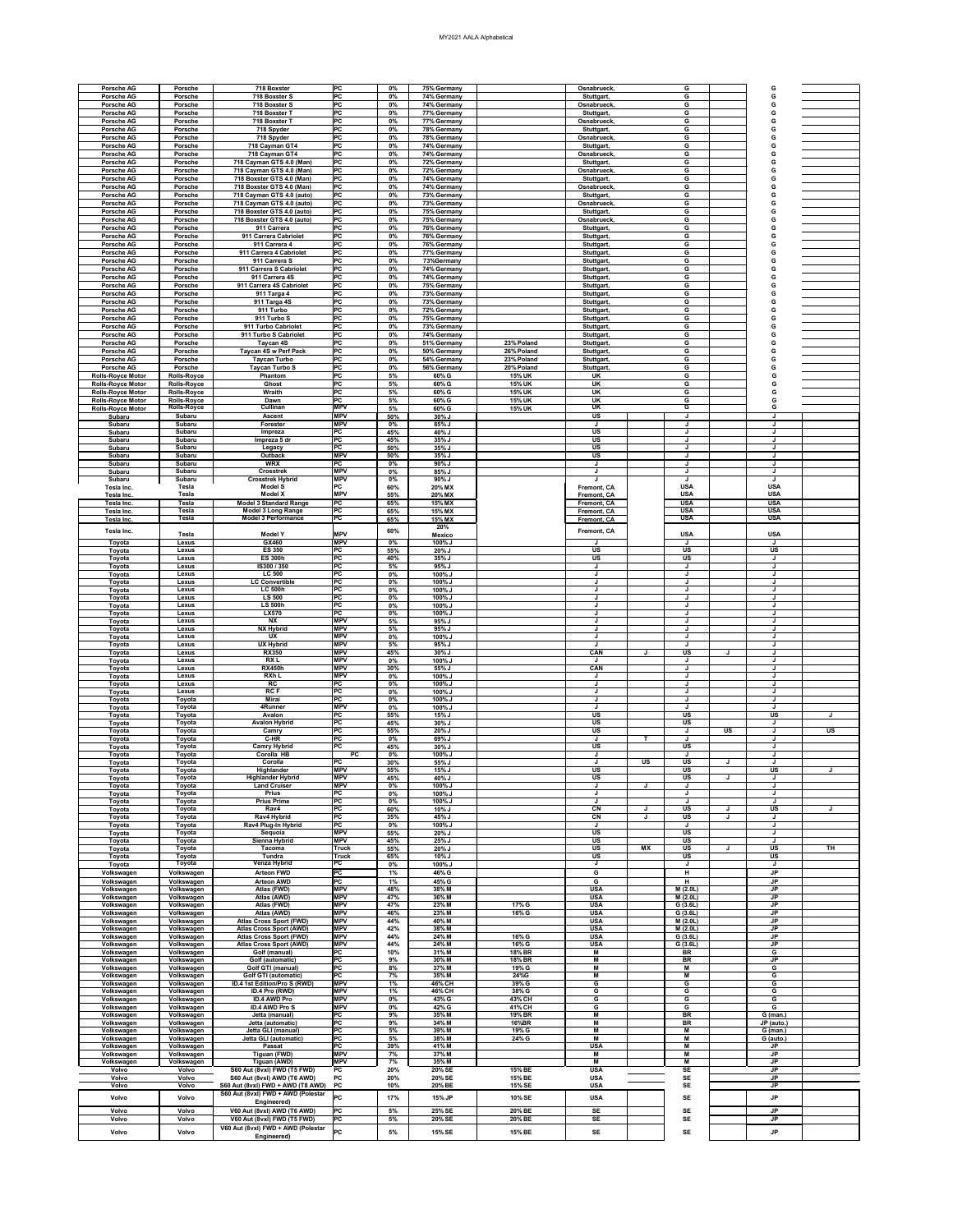| | | | | | | | | | | | | |
|---|---|---|---|---|---|---|---|---|---|---|---|---|
| Porsche AG | Porsche | 718 Boxster | PC | 0% | 75% Germany | | Osnabrueck, | | G | | G | |
| Porsche AG | Porsche | 718 Boxster S | PC | 0% | 74% Germany | | Stuttgart, | | G | | G | |
| Porsche AG | Porsche | 718 Boxster S | PC | 0% | 74% Germany | | Osnabrueck, | | G | | G | |
| Porsche AG | Porsche | 718 Boxster T | PC | 0% | 77% Germany | | Stuttgart, | | G | | G | |
| Porsche AG | Porsche | 718 Boxster T | PC | 0% | 77% Germany | | Osnabrueck, | | G | | G | |
| Porsche AG | Porsche | 718 Spyder | PC | 0% | 78% Germany | | Stuttgart, | | G | | G | |
| Porsche AG | Porsche | 718 Spyder | PC | 0% | 78% Germany | | Osnabrueck, | | G | | G | |
| Porsche AG | Porsche | 718 Cayman GT4 | PC | 0% | 74% Germany | | Stuttgart, | | G | | G | |
| Porsche AG | Porsche | 718 Cayman GT4 | PC | 0% | 74% Germany | | Osnabrueck, | | G | | G | |
| Porsche AG | Porsche | 718 Cayman GTS 4.0 (Man) | PC | 0% | 72% Germany | | Stuttgart, | | G | | G | |
| Porsche AG | Porsche | 718 Cayman GTS 4.0 (Man) | PC | 0% | 72% Germany | | Osnabrueck, | | G | | G | |
| Porsche AG | Porsche | 718 Boxster GTS 4.0 (Man) | PC | 0% | 74% Germany | | Stuttgart, | | G | | G | |
| Porsche AG | Porsche | 718 Boxster GTS 4.0 (Man) | PC | 0% | 74% Germany | | Osnabrueck, | | G | | G | |
| Porsche AG | Porsche | 718 Cayman GTS 4.0 (auto) | PC | 0% | 73% Germany | | Stuttgart, | | G | | G | |
| Porsche AG | Porsche | 718 Cayman GTS 4.0 (auto) | PC | 0% | 73% Germany | | Osnabrueck, | | G | | G | |
| Porsche AG | Porsche | 718 Boxster GTS 4.0 (auto) | PC | 0% | 75% Germany | | Stuttgart, | | G | | G | |
| Porsche AG | Porsche | 718 Boxster GTS 4.0 (auto) | PC | 0% | 75% Germany | | Osnabrueck, | | G | | G | |
| Porsche AG | Porsche | 911 Carrera | PC | 0% | 76% Germany | | Stuttgart, | | G | | G | |
| Porsche AG | Porsche | 911 Carrera Cabriolet | PC | 0% | 76% Germany | | Stuttgart, | | G | | G | |
| Porsche AG | Porsche | 911 Carrera 4 | PC | 0% | 76% Germany | | Stuttgart, | | G | | G | |
| Porsche AG | Porsche | 911 Carrera 4 Cabriolet | PC | 0% | 77% Germany | | Stuttgart, | | G | | G | |
| Porsche AG | Porsche | 911 Carrera S | PC | 0% | 73%Germany | | Stuttgart, | | G | | G | |
| Porsche AG | Porsche | 911 Carrera S Cabriolet | PC | 0% | 74% Germany | | Stuttgart, | | G | | G | |
| Porsche AG | Porsche | 911 Carrera 4S | PC | 0% | 74% Germany | | Stuttgart, | | G | | G | |
| Porsche AG | Porsche | 911 Carrera 4S Cabriolet | PC | 0% | 75% Germany | | Stuttgart, | | G | | G | |
| Porsche AG | Porsche | 911 Targa 4 | PC | 0% | 73% Germany | | Stuttgart, | | G | | G | |
| Porsche AG | Porsche | 911 Targa 4S | PC | 0% | 73% Germany | | Stuttgart, | | G | | G | |
| Porsche AG | Porsche | 911 Turbo | PC | 0% | 72% Germany | | Stuttgart, | | G | | G | |
| Porsche AG | Porsche | 911 Turbo S | PC | 0% | 75% Germany | | Stuttgart, | | G | | G | |
| Porsche AG | Porsche | 911 Turbo Cabriolet | PC | 0% | 73% Germany | | Stuttgart, | | G | | G | |
| Porsche AG | Porsche | 911 Turbo S Cabriolet | PC | 0% | 74% Germany | | Stuttgart, | | G | | G | |
| Porsche AG | Porsche | Taycan 4S | PC | 0% | 51% Germany | 23% Poland | Stuttgart, | | G | | G | |
| Porsche AG | Porsche | Taycan 4S w Perf Pack | PC | 0% | 50% Germany | 26% Poland | Stuttgart, | | G | | G | |
| Porsche AG | Porsche | Taycan Turbo | PC | 0% | 54% Germany | 23% Poland | Stuttgart, | | G | | G | |
| Porsche AG | Porsche | Taycan Turbo S | PC | 0% | 56% Germany | 20% Poland | Stuttgart, | | G | | G | |
| Rolls-Royce Motor | Rolls-Royce | Phantom | PC | 5% | 60% G | 15% UK | UK | | G | | G | |
| Rolls-Royce Motor | Rolls-Royce | Ghost | PC | 5% | 60% G | 15% UK | UK | | G | | G | |
| Rolls-Royce Motor | Rolls-Royce | Wraith | PC | 5% | 60% G | 15% UK | UK | | G | | G | |
| Rolls-Royce Motor | Rolls-Royce | Dawn | PC | 5% | 60% G | 15% UK | UK | | G | | G | |
| Rolls-Royce Motor | Rolls-Royce | Cullinan | MPV | 5% | 60% G | 15% UK | UK | | G | | G | |
| Subaru | Subaru | Ascent | MPV | 50% | 30% J | | US | | J | | J | |
| Subaru | Subaru | Forester | MPV | 0% | 85% J | | J | | J | | J | |
| Subaru | Subaru | Impreza | PC | 45% | 40% J | | US | | J | | J | |
| Subaru | Subaru | Impreza 5 dr | PC | 45% | 35% J | | US | | J | | J | |
| Subaru | Subaru | Legacy | PC | 50% | 35% J | | US | | J | | J | |
| Subaru | Subaru | Outback | MPV | 50% | 35% J | | US | | J | | J | |
| Subaru | Subaru | WRX | PC | 0% | 90% J | | J | | J | | J | |
| Subaru | Subaru | Crosstrek | MPV | 0% | 85% J | | J | | J | | J | |
| Subaru | Subaru | Crosstrek Hybrid | MPV | 0% | 90% J | | J | | J | | J | |
| Tesla Inc. | Tesla | Model S | PC | 60% | 20% MX | | Fremont, CA | | USA | | USA | |
| Tesla Inc. | Tesla | Model X | MPV | 55% | 20% MX | | Fremont, CA | | USA | | USA | |
| Tesla Inc. | Tesla | Model 3 Standard Range | PC | 65% | 15% MX | | Fremont, CA | | USA | | USA | |
| Tesla Inc. | Tesla | Model 3 Long Range | PC | 65% | 15% MX | | Fremont, CA | | USA | | USA | |
| Tesla Inc. | Tesla | Model 3 Performance | PC | 65% | 15% MX | | Fremont, CA | | USA | | USA | |
| Tesla Inc. | Tesla | Model Y | MPV | 60% | 20% Mexico | | Fremont, CA | | USA | | USA | |
| Toyota | Lexus | GX460 | MPV | 0% | 100% J | | J | | J | | J | |
| Toyota | Lexus | ES 350 | PC | 55% | 20% J | | US | | US | | US | |
| Toyota | Lexus | ES 300h | PC | 40% | 35% J | | US | | US | | J | |
| Toyota | Lexus | IS300 / 350 | PC | 5% | 95% J | | J | | J | | J | |
| Toyota | Lexus | LC 500 | PC | 0% | 100% J | | J | | J | | J | |
| Toyota | Lexus | LC Convertible | PC | 0% | 100% J | | J | | J | | J | |
| Toyota | Lexus | LC 500h | PC | 0% | 100% J | | J | | J | | J | |
| Toyota | Lexus | LS 500 | PC | 0% | 100% J | | J | | J | | J | |
| Toyota | Lexus | LS 500h | PC | 0% | 100% J | | J | | J | | J | |
| Toyota | Lexus | LX570 | PC | 0% | 100% J | | J | | J | | J | |
| Toyota | Lexus | NX | MPV | 5% | 95% J | | J | | J | | J | |
| Toyota | Lexus | NX Hybrid | MPV | 5% | 95% J | | J | | J | | J | |
| Toyota | Lexus | UX | MPV | 0% | 100% J | | J | | J | | J | |
| Toyota | Lexus | UX Hybrid | MPV | 5% | 95% J | | J | | J | | J | |
| Toyota | Lexus | RX350 | MPV | 45% | 30% J | | CAN | J | US | J | J | |
| Toyota | Lexus | RX L | MPV | 0% | 100% J | | J | | J | | J | |
| Toyota | Lexus | RX450h | MPV | 30% | 55% J | | CAN | | J | | J | |
| Toyota | Lexus | RXh L | MPV | 0% | 100% J | | J | | J | | J | |
| Toyota | Lexus | RC | PC | 0% | 100% J | | J | | J | | J | |
| Toyota | Lexus | RC F | PC | 0% | 100% J | | J | | J | | J | |
| Toyota | Toyota | Mirai | PC | 0% | 100% J | | J | | J | | J | |
| Toyota | Toyota | 4Runner | MPV | 0% | 100% J | | J | | J | | J | |
| Toyota | Toyota | Avalon | PC | 55% | 15% J | | US | | US | | US | J |
| Toyota | Toyota | Avalon Hybrid | PC | 45% | 30% J | | US | | US | | J | |
| Toyota | Toyota | Camry | PC | 55% | 20% J | | US | | J | US | J | US |
| Toyota | Toyota | C-HR | PC | 0% | 69% J | | J | T | J | | J | |
| Toyota | Toyota | Camry Hybrid | PC | 45% | 30% J | | US | | US | | J | |
| Toyota | Toyota | Corolla HB | PC | 0% | 100% J | | J | | J | | J | |
| Toyota | Toyota | Corolla | PC | 30% | 55% J | | J | US | US | J | J | |
| Toyota | Toyota | Highlander | MPV | 55% | 15% J | | US | | US | | US | J |
| Toyota | Toyota | Highlander Hybrid | MPV | 45% | 40% J | | US | | US | J | J | |
| Toyota | Toyota | Land Cruiser | MPV | 0% | 100% J | | J | J | J | | J | |
| Toyota | Toyota | Prius | PC | 0% | 100% J | | J | | J | | J | |
| Toyota | Toyota | Prius Prime | PC | 0% | 100% J | | J | | J | | J | |
| Toyota | Toyota | Rav4 | PC | 60% | 10% J | | CN | J | US | J | US | J |
| Toyota | Toyota | Rav4 Hybrid | PC | 35% | 45% J | | CN | J | US | J | J | |
| Toyota | Toyota | Rav4 Plug-In Hybrid | PC | 0% | 100% J | | J | | J | | J | |
| Toyota | Toyota | Sequoia | MPV | 55% | 20% J | | US | | US | | J | |
| Toyota | Toyota | Sienna Hybrid | MPV | 45% | 25% J | | US | | US | | J | |
| Toyota | Toyota | Tacoma | Truck | 55% | 20% J | | US | MX | US | J | US | TH |
| Toyota | Toyota | Tundra | Truck | 65% | 10% J | | US | | US | | US | |
| Toyota | Toyota | Venza Hybrid | PC | 0% | 100% J | | J | | J | | J | |
| Volkswagen | Volkswagen | Arteon FWD | PC | 1% | 46% G | | G | | H | | JP | |
| Volkswagen | Volkswagen | Arteon AWD | PC | 1% | 45% G | | G | | H | | JP | |
| Volkswagen | Volkswagen | Atlas (FWD) | MPV | 48% | 38% M | | USA | | M (2.0L) | | JP | |
| Volkswagen | Volkswagen | Atlas (AWD) | MPV | 47% | 36% M | | USA | | M (2.0L) | | JP | |
| Volkswagen | Volkswagen | Atlas (FWD) | MPV | 47% | 23% M | 17% G | USA | | G (3.6L) | | JP | |
| Volkswagen | Volkswagen | Atlas (AWD) | MPV | 46% | 23% M | 16% G | USA | | G (3.6L) | | JP | |
| Volkswagen | Volkswagen | Atlas Cross Sport (FWD) | MPV | 44% | 40% M | | USA | | M (2.0L) | | JP | |
| Volkswagen | Volkswagen | Atlas Cross Sport (AWD) | MPV | 42% | 38% M | | USA | | M (2.0L) | | JP | |
| Volkswagen | Volkswagen | Atlas Cross Sport (FWD) | MPV | 44% | 24% M | 16% G | USA | | G (3.6L) | | JP | |
| Volkswagen | Volkswagen | Atlas Cross Sport (AWD) | MPV | 44% | 24% M | 16% G | USA | | G (3.6L) | | JP | |
| Volkswagen | Volkswagen | Golf (manual) | PC | 10% | 31% M | 18% BR | M | | BR | | G | |
| Volkswagen | Volkswagen | Golf (automatic) | PC | 9% | 30% M | 18% BR | M | | BR | | JP | |
| Volkswagen | Volkswagen | Golf GTI (manual) | PC | 8% | 37% M | 19% G | M | | M | | G | |
| Volkswagen | Volkswagen | Golf GTI (automatic) | PC | 7% | 35% M | 24%G | M | | M | | G | |
| Volkswagen | Volkswagen | ID.4 1st Edition/Pro S (RWD) | MPV | 1% | 46% CH | 39% G | G | | G | | G | |
| Volkswagen | Volkswagen | ID.4 Pro (RWD) | MPV | 1% | 46% CH | 38% G | G | | G | | G | |
| Volkswagen | Volkswagen | ID.4 AWD Pro | MPV | 0% | 43% G | 43% CH | G | | G | | G | |
| Volkswagen | Volkswagen | ID.4 AWD Pro S | MPV | 0% | 42% G | 41% CH | G | | G | | G | |
| Volkswagen | Volkswagen | Jetta (manual) | PC | 9% | 35% M | 19% BR | M | | BR | | G (man.) | |
| Volkswagen | Volkswagen | Jetta (automatic) | PC | 9% | 34% M | 16%BR | M | | BR | | JP (auto.) | |
| Volkswagen | Volkswagen | Jetta GLI (manual) | PC | 5% | 39% M | 19% G | M | | M | | G (man.) | |
| Volkswagen | Volkswagen | Jetta GLI (automatic) | PC | 5% | 38% M | 24% G | M | | M | | G (auto.) | |
| Volkswagen | Volkswagen | Passat | PC | 39% | 41% M | | USA | | M | | JP | |
| Volkswagen | Volkswagen | Tiguan (FWD) | MPV | 7% | 37% M | | M | | M | | JP | |
| Volkswagen | Volkswagen | Tiguan (AWD) | MPV | 7% | 35% M | | M | | M | | JP | |
| Volvo | Volvo | S60 Aut (8vxl) FWD (T5 FWD) | PC | 20% | 20% SE | 15% BE | USA | | SE | | JP | |
| Volvo | Volvo | S60 Aut (8vxl) AWD (T6 AWD) | PC | 20% | 20% SE | 15% BE | USA | | SE | | JP | |
| Volvo | Volvo | S60 Aut (8vxl) FWD + AWD (T8 AWD) | PC | 10% | 20% BE | 15% SE | USA | | SE | | JP | |
| Volvo | Volvo | S60 Aut (8vxl) FWD + AWD (Polestar Engineered) | PC | 17% | 15% JP | 10% SE | USA | | SE | | JP | |
| Volvo | Volvo | V60 Aut (8vxl) AWD (T6 AWD) | PC | 5% | 25% SE | 20% BE | SE | | SE | | JP | |
| Volvo | Volvo | V60 Aut (8vxl) FWD (T5 FWD) | PC | 5% | 20% SE | 20% BE | SE | | SE | | JP | |
| Volvo | Volvo | V60 Aut (8vxl) FWD + AWD (Polestar Engineered) | PC | 5% | 15% SE | 15% BE | SE | | SE | | JP | |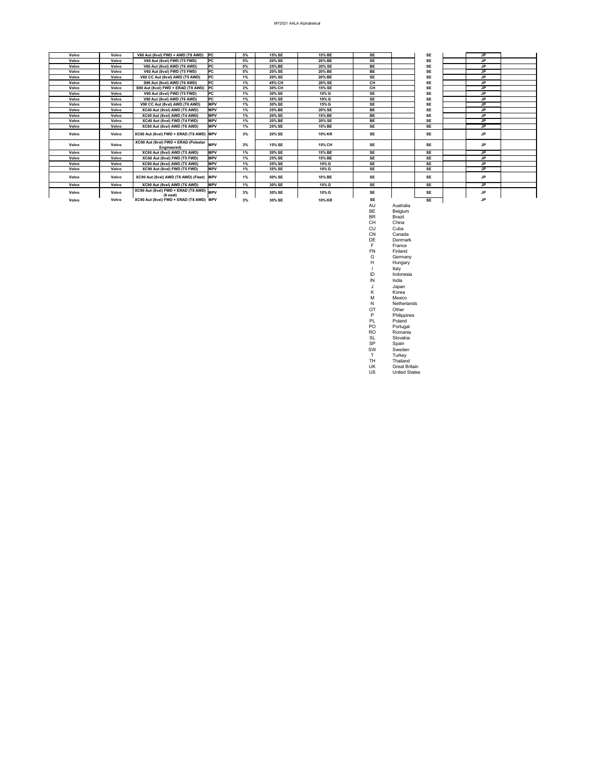| | | | | | | | | | | | | |
|---|---|---|---|---|---|---|---|---|---|---|---|---|
| Volvo | Volvo | V60 Aut (8vxl) FWD + AWD (T8 AWD) | PC | 5% | 15% SE | 15% BE | SE | | SE | | JP | |
| Volvo | Volvo | V60 Aut (8vxl) FWD (T5 FWD) | PC | 5% | 20% SE | 20% BE | SE | | SE | | JP | |
| Volvo | Volvo | V60 Aut (8vxl) AWD (T6 AWD) | PC | 0% | 25% BE | 20% SE | BE | | SE | | JP | |
| Volvo | Volvo | V60 Aut (8vxl) FWD (T5 FWD) | PC | 5% | 20% SE | 20% BE | BE | | SE | | JP | |
| Volvo | Volvo | V60 CC Aut (8vxl) AWD (T5 AWD) | PC | 1% | 20% SE | 20% BE | SE | | SE | | JP | |
| Volvo | Volvo | S90 Aut (8vxl) AWD (T6 AWD) | PC | 1% | 45% CH | 20% SE | CH | | SE | | JP | |
| Volvo | Volvo | S90 Aut (8vxl) FWD + ERAD (T8 AWD) | PC | 3% | 30% CH | 15% SE | CH | | SE | | JP | |
| Volvo | Volvo | V90 Aut (8vxl) FWD (T5 FWD) | PC | 1% | 30% SE | 10% G | SE | | SE | | JP | |
| Volvo | Volvo | V90 Aut (8vxl) AWD (T6 AWD) | PC | 1% | 35% SE | 10% G | SE | | SE | | JP | |
| Volvo | Volvo | V90 CC Aut (8vxl) AWD (T6 AWD) | MPV | 1% | 30% SE | 15% G | SE | | SE | | JP | |
| Volvo | Volvo | XC40 Aut (8vxl) AWD (T5 AWD) | MPV | 1% | 25% BE | 20% SE | BE | | SE | | JP | |
| Volvo | Volvo | XC40 Aut (8vxl) AWD (T4 AWD) | MPV | 1% | 20% SE | 15% BE | BE | | SE | | JP | |
| Volvo | Volvo | XC40 Aut (8vxl) FWD (T4 FWD) | MPV | 1% | 20% BE | 20% SE | BE | | SE | | JP | |
| Volvo | Volvo | XC60 Aut (8vxl) AWD (T6 AWD) | MPV | 1% | 25% SE | 15% BE | SE | | SE | | JP | |
| Volvo | Volvo | XC60 Aut (8vxl) FWD + ERAD (T8 AWD) | MPV | 3% | 20% SE | 10% KR | SE | | SE | | JP | |
| Volvo | Volvo | XC60 Aut (8vxl) FWD + ERAD (Polestar Engineered) | MPV | 3% | 15% SE | 15% CH | SE | | SE | | JP | |
| Volvo | Volvo | XC60 Aut (8vxl) AWD (T5 AWD) | MPV | 1% | 20% SE | 15% BE | SE | | SE | | JP | |
| Volvo | Volvo | XC60 Aut (8vxl) FWD (T5 FWD) | MPV | 1% | 25% SE | 15% BE | SE | | SE | | JP | |
| Volvo | Volvo | XC90 Aut (8vxl) AWD (T5 AWD) | MPV | 1% | 35% SE | 10% G | SE | | SE | | JP | |
| Volvo | Volvo | XC90 Aut (8vxl) FWD (T5 FWD) | MPV | 1% | 35% SE | 10% G | SE | | SE | | JP | |
| Volvo | Volvo | XC90 Aut (8vxl) AWD (T8 AWD) (Fleet) | MPV | 1% | 50% SE | 10% BE | SE | | SE | | JP | |
| Volvo | Volvo | XC90 Aut (8vxl) AWD (T6 AWD) | MPV | 1% | 30% SE | 10% G | SE | | SE | | JP | |
| Volvo | Volvo | XC90 Aut (8vxl) FWD + ERAD (T8 AWD) (6 seat) | MPV | 3% | 30% SE | 10% G | SE | | SE | | JP | |
| Volvo | Volvo | XC90 Aut (8vxl) FWD + ERAD (T8 AWD) | MPV | 3% | 30% SE | 10% KR | SE | | SE | | JP | |

| | |
|---|---|
| AU | Australia |
| BE | Belgium |
| BR | Brazil |
| CH | China |
| CU | Cuba |
| CN | Canada |
| DE | Denmark |
| F | France |
| FN | Finland |
| G | Germany |
| H | Hungary |
| I | Italy |
| ID | Indonesia |
| IN | India |
| J | Japan |
| K | Korea |
| M | Mexico |
| N | Netherlands |
| OT | Other |
| P | Philippines |
| PL | Poland |
| PO | Portugal |
| RO | Romania |
| SL | Slovakia |
| SP | Spain |
| SW | Sweden |
| T | Turkey |
| TH | Thailand |
| UK | Great Britain |
| US | United States |